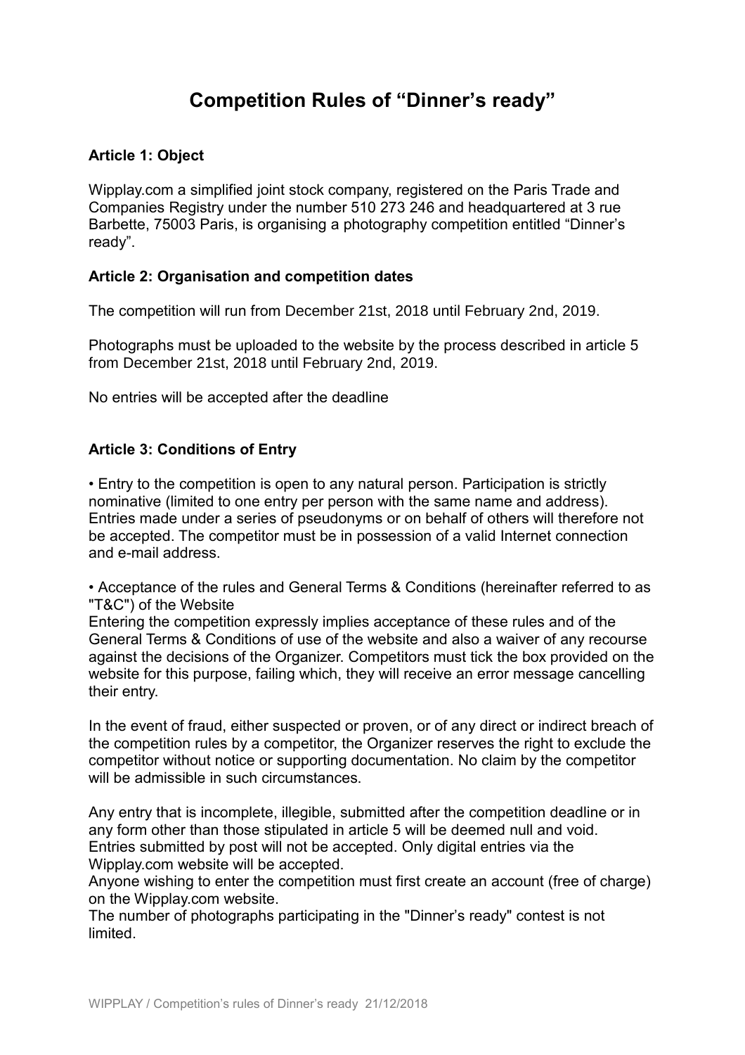# Competition Rules of “Dinner’s ready”

### Article 1: Object

Wipplay.com a simplified joint stock company, registered on the Paris Trade and Companies Registry under the number 510 273 246 and headquartered at 3 rue Barbette, 75003 Paris, is organising a photography competition entitled “Dinner’s ready”.

### Article 2: Organisation and competition dates

The competition will run from December 21st, 2018 until February 2nd, 2019.

Photographs must be uploaded to the website by the process described in article 5 from December 21st, 2018 until February 2nd, 2019.

No entries will be accepted after the deadline

### Article 3: Conditions of Entry

• Entry to the competition is open to any natural person. Participation is strictly nominative (limited to one entry per person with the same name and address). Entries made under a series of pseudonyms or on behalf of others will therefore not be accepted. The competitor must be in possession of a valid Internet connection and e-mail address.

• Acceptance of the rules and General Terms & Conditions (hereinafter referred to as "T&C") of the Website

Entering the competition expressly implies acceptance of these rules and of the General Terms & Conditions of use of the website and also a waiver of any recourse against the decisions of the Organizer. Competitors must tick the box provided on the website for this purpose, failing which, they will receive an error message cancelling their entry.

In the event of fraud, either suspected or proven, or of any direct or indirect breach of the competition rules by a competitor, the Organizer reserves the right to exclude the competitor without notice or supporting documentation. No claim by the competitor will be admissible in such circumstances.

Any entry that is incomplete, illegible, submitted after the competition deadline or in any form other than those stipulated in article 5 will be deemed null and void.
Entries submitted by post will not be accepted. Only digital entries via the Wipplay.com website will be accepted.
Anyone wishing to enter the competition must first create an account (free of charge) on the Wipplay.com website.
The number of photographs participating in the "Dinner’s ready" contest is not limited.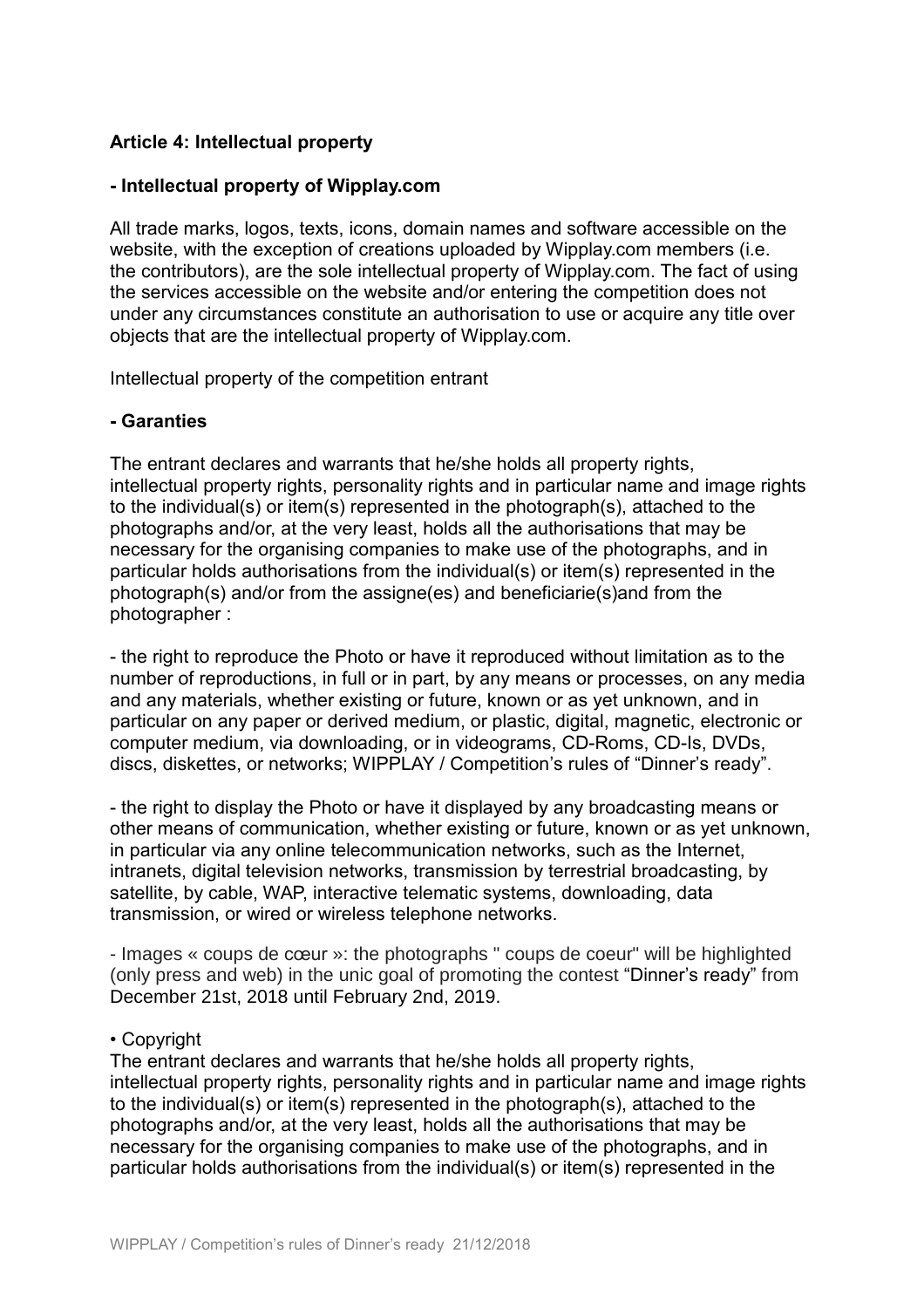**Article 4: Intellectual property**

**- Intellectual property of Wipplay.com**

All trade marks, logos, texts, icons, domain names and software accessible on the website, with the exception of creations uploaded by Wipplay.com members (i.e. the contributors), are the sole intellectual property of Wipplay.com. The fact of using the services accessible on the website and/or entering the competition does not under any circumstances constitute an authorisation to use or acquire any title over objects that are the intellectual property of Wipplay.com.

Intellectual property of the competition entrant

**- Garanties**

The entrant declares and warrants that he/she holds all property rights, intellectual property rights, personality rights and in particular name and image rights to the individual(s) or item(s) represented in the photograph(s), attached to the photographs and/or, at the very least, holds all the authorisations that may be necessary for the organising companies to make use of the photographs, and in particular holds authorisations from the individual(s) or item(s) represented in the photograph(s) and/or from the assigne(es) and beneficiarie(s)and from the photographer :

- the right to reproduce the Photo or have it reproduced without limitation as to the number of reproductions, in full or in part, by any means or processes, on any media and any materials, whether existing or future, known or as yet unknown, and in particular on any paper or derived medium, or plastic, digital, magnetic, electronic or computer medium, via downloading, or in videograms, CD-Roms, CD-Is, DVDs, discs, diskettes, or networks; WIPPLAY / Competition's rules of "Dinner's ready".

- the right to display the Photo or have it displayed by any broadcasting means or other means of communication, whether existing or future, known or as yet unknown, in particular via any online telecommunication networks, such as the Internet, intranets, digital television networks, transmission by terrestrial broadcasting, by satellite, by cable, WAP, interactive telematic systems, downloading, data transmission, or wired or wireless telephone networks.

- Images « coups de cœur »: the photographs " coups de coeur" will be highlighted (only press and web) in the unic goal of promoting the contest "Dinner's ready" from December 21st, 2018 until February 2nd, 2019.

• Copyright

The entrant declares and warrants that he/she holds all property rights, intellectual property rights, personality rights and in particular name and image rights to the individual(s) or item(s) represented in the photograph(s), attached to the photographs and/or, at the very least, holds all the authorisations that may be necessary for the organising companies to make use of the photographs, and in particular holds authorisations from the individual(s) or item(s) represented in the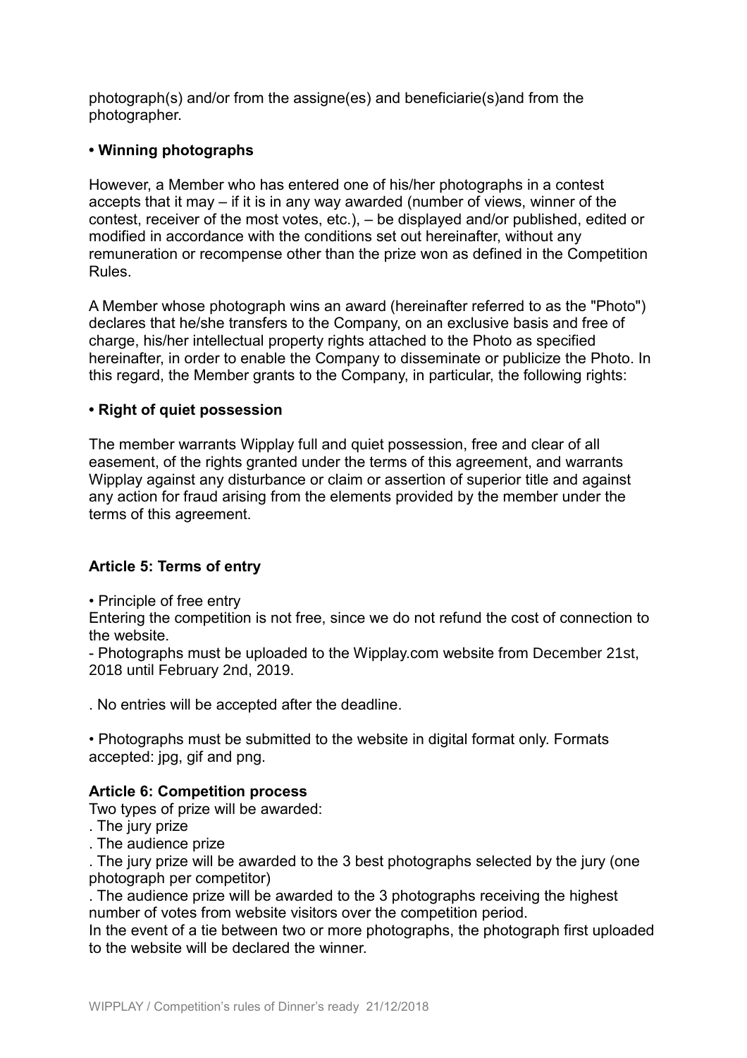photograph(s) and/or from the assigne(es) and beneficiarie(s)and from the photographer.

**• Winning photographs**

However, a Member who has entered one of his/her photographs in a contest accepts that it may – if it is in any way awarded (number of views, winner of the contest, receiver of the most votes, etc.), – be displayed and/or published, edited or modified in accordance with the conditions set out hereinafter, without any remuneration or recompense other than the prize won as defined in the Competition Rules.

A Member whose photograph wins an award (hereinafter referred to as the "Photo") declares that he/she transfers to the Company, on an exclusive basis and free of charge, his/her intellectual property rights attached to the Photo as specified hereinafter, in order to enable the Company to disseminate or publicize the Photo. In this regard, the Member grants to the Company, in particular, the following rights:

**• Right of quiet possession**

The member warrants Wipplay full and quiet possession, free and clear of all easement, of the rights granted under the terms of this agreement, and warrants Wipplay against any disturbance or claim or assertion of superior title and against any action for fraud arising from the elements provided by the member under the terms of this agreement.

**Article 5: Terms of entry**

• Principle of free entry

Entering the competition is not free, since we do not refund the cost of connection to the website.

- Photographs must be uploaded to the Wipplay.com website from December 21st, 2018 until February 2nd, 2019.

. No entries will be accepted after the deadline.

• Photographs must be submitted to the website in digital format only. Formats accepted: jpg, gif and png.

**Article 6: Competition process**

Two types of prize will be awarded:

. The jury prize

. The audience prize

. The jury prize will be awarded to the 3 best photographs selected by the jury (one photograph per competitor)

. The audience prize will be awarded to the 3 photographs receiving the highest number of votes from website visitors over the competition period.

In the event of a tie between two or more photographs, the photograph first uploaded to the website will be declared the winner.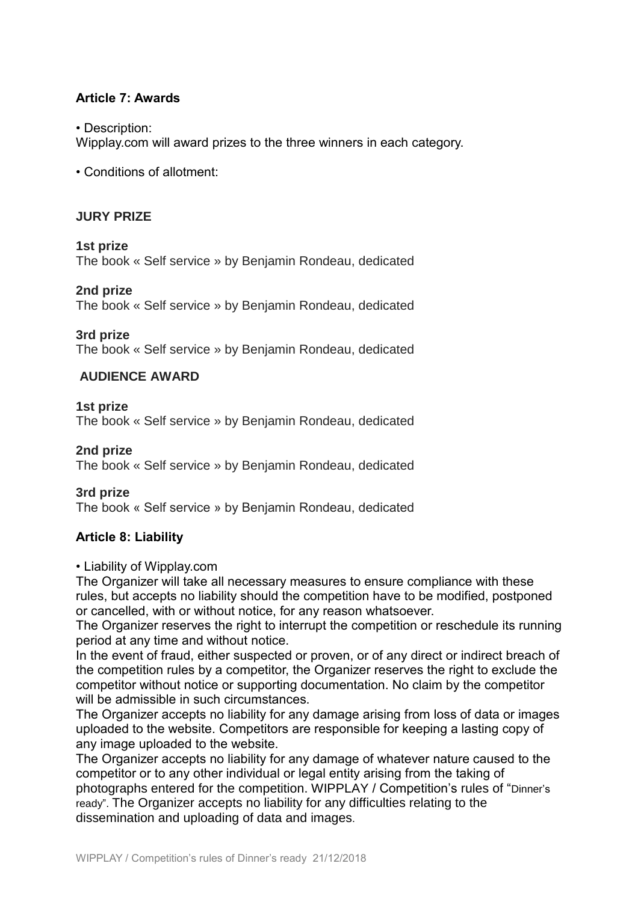### Article 7: Awards

• Description:
Wipplay.com will award prizes to the three winners in each category.

• Conditions of allotment:

#### JURY PRIZE

**1st prize**
The book « Self service » by Benjamin Rondeau, dedicated

**2nd prize**
The book « Self service » by Benjamin Rondeau, dedicated

**3rd prize**
The book « Self service » by Benjamin Rondeau, dedicated

#### AUDIENCE AWARD

**1st prize**
The book « Self service » by Benjamin Rondeau, dedicated

**2nd prize**
The book « Self service » by Benjamin Rondeau, dedicated

**3rd prize**
The book « Self service » by Benjamin Rondeau, dedicated

### Article 8: Liability

• Liability of Wipplay.com
The Organizer will take all necessary measures to ensure compliance with these rules, but accepts no liability should the competition have to be modified, postponed or cancelled, with or without notice, for any reason whatsoever.
The Organizer reserves the right to interrupt the competition or reschedule its running period at any time and without notice.
In the event of fraud, either suspected or proven, or of any direct or indirect breach of the competition rules by a competitor, the Organizer reserves the right to exclude the competitor without notice or supporting documentation. No claim by the competitor will be admissible in such circumstances.
The Organizer accepts no liability for any damage arising from loss of data or images uploaded to the website. Competitors are responsible for keeping a lasting copy of any image uploaded to the website.
The Organizer accepts no liability for any damage of whatever nature caused to the competitor or to any other individual or legal entity arising from the taking of photographs entered for the competition. WIPPLAY / Competition's rules of "Dinner's ready". The Organizer accepts no liability for any difficulties relating to the dissemination and uploading of data and images.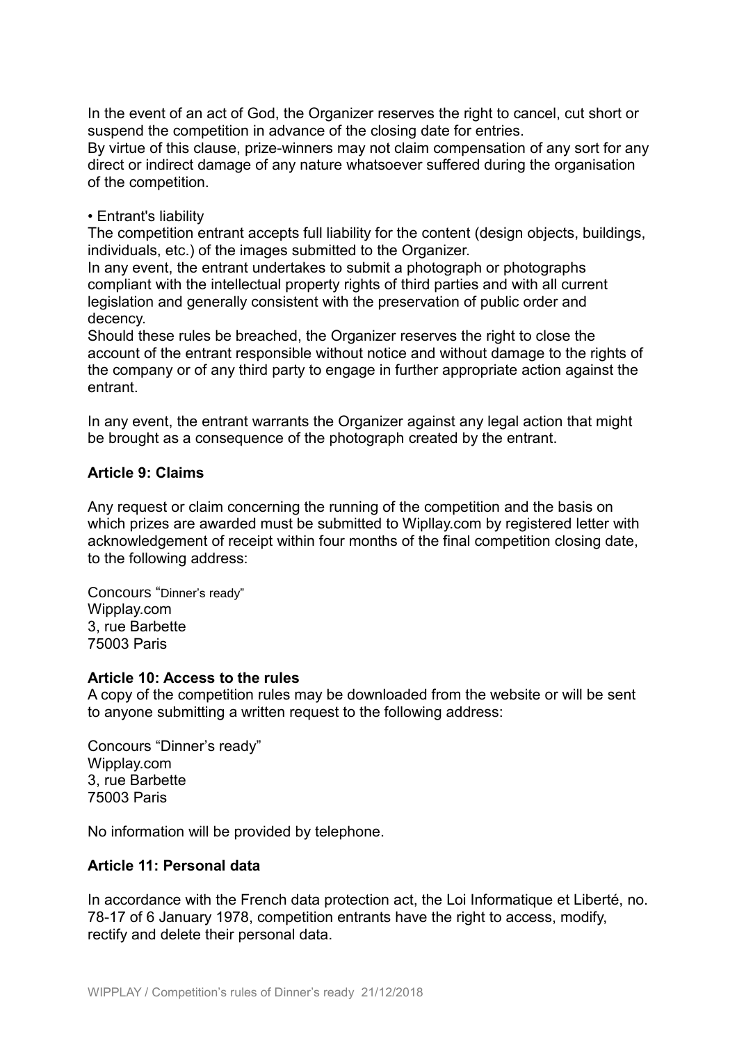In the event of an act of God, the Organizer reserves the right to cancel, cut short or suspend the competition in advance of the closing date for entries.
By virtue of this clause, prize-winners may not claim compensation of any sort for any direct or indirect damage of any nature whatsoever suffered during the organisation of the competition.

• Entrant's liability
The competition entrant accepts full liability for the content (design objects, buildings, individuals, etc.) of the images submitted to the Organizer.
In any event, the entrant undertakes to submit a photograph or photographs compliant with the intellectual property rights of third parties and with all current legislation and generally consistent with the preservation of public order and decency.
Should these rules be breached, the Organizer reserves the right to close the account of the entrant responsible without notice and without damage to the rights of the company or of any third party to engage in further appropriate action against the entrant.

In any event, the entrant warrants the Organizer against any legal action that might be brought as a consequence of the photograph created by the entrant.

**Article 9: Claims**

Any request or claim concerning the running of the competition and the basis on which prizes are awarded must be submitted to Wipllay.com by registered letter with acknowledgement of receipt within four months of the final competition closing date, to the following address:

Concours "Dinner's ready"
Wipplay.com
3, rue Barbette
75003 Paris

**Article 10: Access to the rules**
A copy of the competition rules may be downloaded from the website or will be sent to anyone submitting a written request to the following address:

Concours "Dinner's ready"
Wipplay.com
3, rue Barbette
75003 Paris

No information will be provided by telephone.

**Article 11: Personal data**

In accordance with the French data protection act, the Loi Informatique et Liberté, no. 78-17 of 6 January 1978, competition entrants have the right to access, modify, rectify and delete their personal data.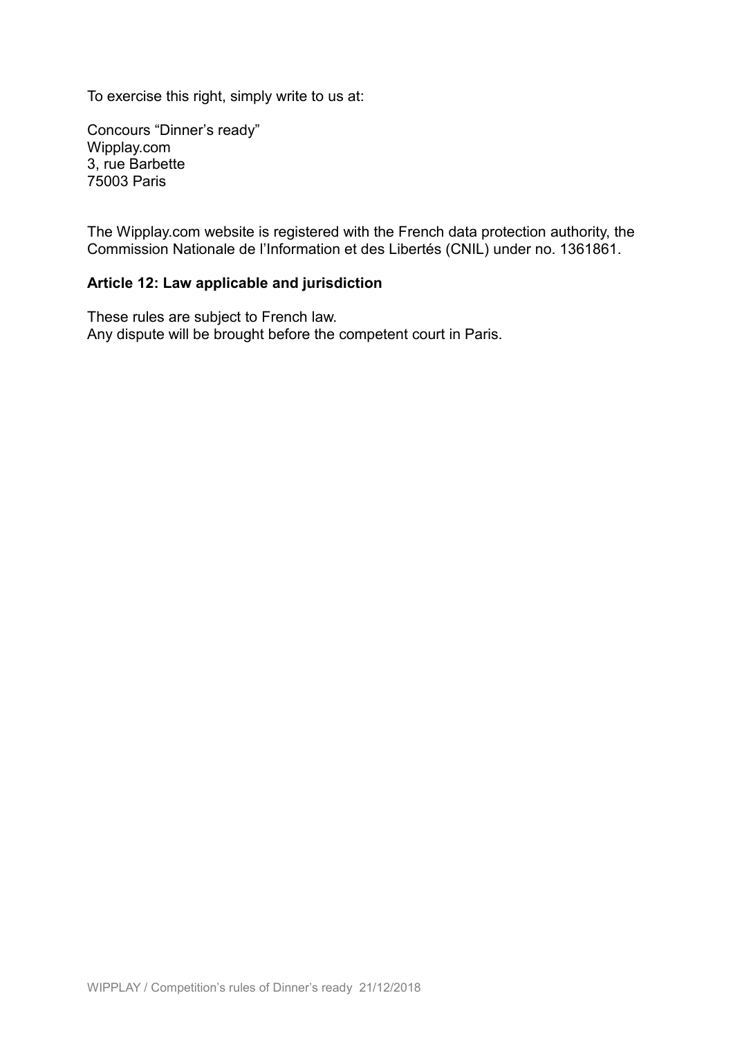To exercise this right, simply write to us at:

Concours "Dinner's ready"
Wipplay.com
3, rue Barbette
75003 Paris

The Wipplay.com website is registered with the French data protection authority, the Commission Nationale de l'Information et des Libertés (CNIL) under no. 1361861.

### Article 12: Law applicable and jurisdiction

These rules are subject to French law.
Any dispute will be brought before the competent court in Paris.